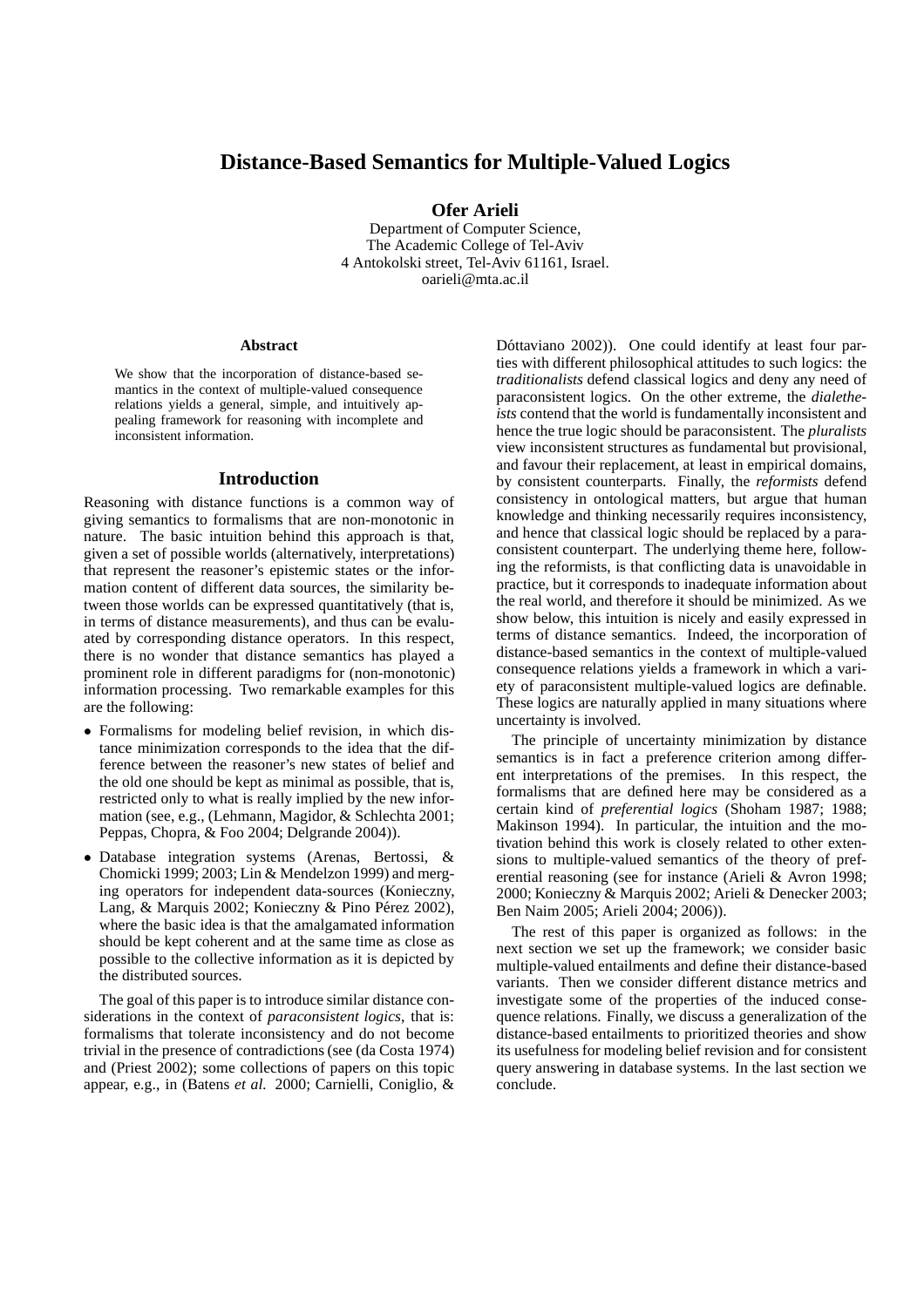# Distance-Based Semantics for Multiple-Valued Logics

**Ofer Arieli**

Department of Computer Science,
The Academic College of Tel-Aviv
4 Antokolski street, Tel-Aviv 61161, Israel.
oarieli@mta.ac.il

### Abstract

We show that the incorporation of distance-based semantics in the context of multiple-valued consequence relations yields a general, simple, and intuitively appealing framework for reasoning with incomplete and inconsistent information.

## Introduction

Reasoning with distance functions is a common way of giving semantics to formalisms that are non-monotonic in nature. The basic intuition behind this approach is that, given a set of possible worlds (alternatively, interpretations) that represent the reasoner's epistemic states or the information content of different data sources, the similarity between those worlds can be expressed quantitatively (that is, in terms of distance measurements), and thus can be evaluated by corresponding distance operators. In this respect, there is no wonder that distance semantics has played a prominent role in different paradigms for (non-monotonic) information processing. Two remarkable examples for this are the following:

- Formalisms for modeling belief revision, in which distance minimization corresponds to the idea that the difference between the reasoner's new states of belief and the old one should be kept as minimal as possible, that is, restricted only to what is really implied by the new information (see, e.g., (Lehmann, Magidor, & Schlechta 2001; Peppas, Chopra, & Foo 2004; Delgrande 2004)).
- Database integration systems (Arenas, Bertossi, & Chomicki 1999; 2003; Lin & Mendelzon 1999) and merging operators for independent data-sources (Konieczny, Lang, & Marquis 2002; Konieczny & Pino Pérez 2002), where the basic idea is that the amalgamated information should be kept coherent and at the same time as close as possible to the collective information as it is depicted by the distributed sources.

The goal of this paper is to introduce similar distance considerations in the context of *paraconsistent logics*, that is: formalisms that tolerate inconsistency and do not become trivial in the presence of contradictions (see (da Costa 1974) and (Priest 2002); some collections of papers on this topic appear, e.g., in (Batens *et al.* 2000; Carnielli, Coniglio, & Dóttaviano 2002)). One could identify at least four parties with different philosophical attitudes to such logics: the *traditionalists* defend classical logics and deny any need of paraconsistent logics. On the other extreme, the *dialetheists* contend that the world is fundamentally inconsistent and hence the true logic should be paraconsistent. The *pluralists* view inconsistent structures as fundamental but provisional, and favour their replacement, at least in empirical domains, by consistent counterparts. Finally, the *reformists* defend consistency in ontological matters, but argue that human knowledge and thinking necessarily requires inconsistency, and hence that classical logic should be replaced by a paraconsistent counterpart. The underlying theme here, following the reformists, is that conflicting data is unavoidable in practice, but it corresponds to inadequate information about the real world, and therefore it should be minimized. As we show below, this intuition is nicely and easily expressed in terms of distance semantics. Indeed, the incorporation of distance-based semantics in the context of multiple-valued consequence relations yields a framework in which a variety of paraconsistent multiple-valued logics are definable. These logics are naturally applied in many situations where uncertainty is involved.

The principle of uncertainty minimization by distance semantics is in fact a preference criterion among different interpretations of the premises. In this respect, the formalisms that are defined here may be considered as a certain kind of *preferential logics* (Shoham 1987; 1988; Makinson 1994). In particular, the intuition and the motivation behind this work is closely related to other extensions to multiple-valued semantics of the theory of preferential reasoning (see for instance (Arieli & Avron 1998; 2000; Konieczny & Marquis 2002; Arieli & Denecker 2003; Ben Naim 2005; Arieli 2004; 2006)).

The rest of this paper is organized as follows: in the next section we set up the framework; we consider basic multiple-valued entailments and define their distance-based variants. Then we consider different distance metrics and investigate some of the properties of the induced consequence relations. Finally, we discuss a generalization of the distance-based entailments to prioritized theories and show its usefulness for modeling belief revision and for consistent query answering in database systems. In the last section we conclude.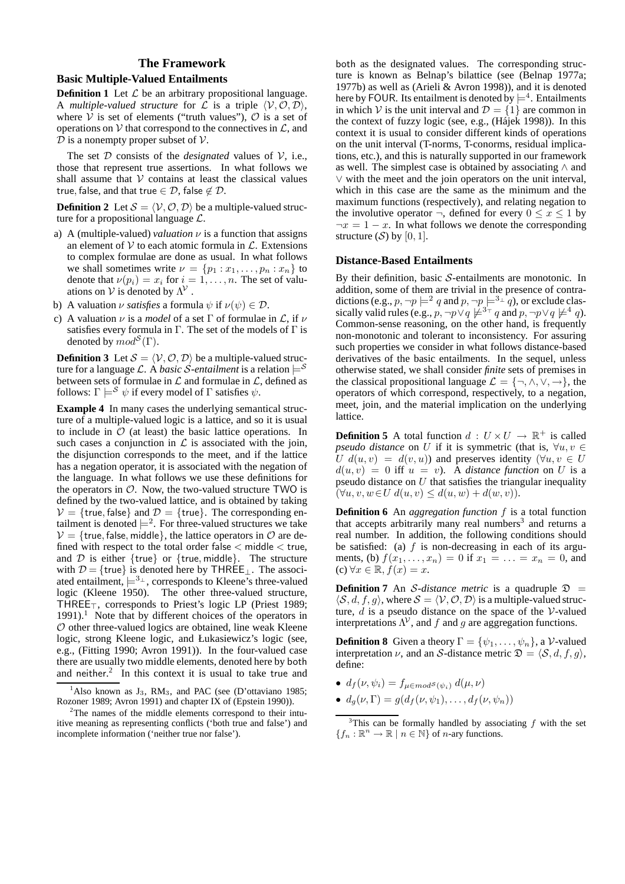## The Framework

### Basic Multiple-Valued Entailments

**Definition 1** Let $\mathcal{L}$ be an arbitrary propositional language. A *multiple-valued structure* for $\mathcal{L}$ is a triple $\langle \mathcal{V}, \mathcal{O}, \mathcal{D} \rangle$, where $\mathcal{V}$ is set of elements ("truth values"), $\mathcal{O}$ is a set of operations on $\mathcal{V}$ that correspond to the connectives in $\mathcal{L}$, and $\mathcal{D}$ is a nonempty proper subset of $\mathcal{V}$.

The set $\mathcal{D}$ consists of the *designated* values of $\mathcal{V}$, i.e., those that represent true assertions. In what follows we shall assume that $\mathcal{V}$ contains at least the classical values $\mathsf{true}$, $\mathsf{false}$, and that $\mathsf{true} \in \mathcal{D}$, $\mathsf{false} \notin \mathcal{D}$.

**Definition 2** Let $\mathcal{S} = \langle \mathcal{V}, \mathcal{O}, \mathcal{D} \rangle$ be a multiple-valued structure for a propositional language $\mathcal{L}$.

a) A (multiple-valued) *valuation* $\nu$ is a function that assigns an element of $\mathcal{V}$ to each atomic formula in $\mathcal{L}$. Extensions to complex formulae are done as usual. In what follows we shall sometimes write $\nu = \{p_1 : x_1, \ldots, p_n : x_n\}$ to denote that $\nu(p_i) = x_i$ for $i = 1, \ldots, n$. The set of valuations on $\mathcal{V}$ is denoted by $\Lambda^{\mathcal{V}}$.

b) A valuation $\nu$ *satisfies* a formula $\psi$ if $\nu(\psi) \in \mathcal{D}$.

c) A valuation $\nu$ is a *model* of a set $\Gamma$ of formulae in $\mathcal{L}$, if $\nu$ satisfies every formula in $\Gamma$. The set of the models of $\Gamma$ is denoted by $mod^{\mathcal{S}}(\Gamma)$.

**Definition 3** Let $\mathcal{S} = \langle \mathcal{V}, \mathcal{O}, \mathcal{D} \rangle$ be a multiple-valued structure for a language $\mathcal{L}$. A *basic $\mathcal{S}$-entailment* is a relation $\models^{\mathcal{S}}$ between sets of formulae in $\mathcal{L}$ and formulae in $\mathcal{L}$, defined as follows: $\Gamma \models^{\mathcal{S}} \psi$ if every model of $\Gamma$ satisfies $\psi$.

**Example 4** In many cases the underlying semantical structure of a multiple-valued logic is a lattice, and so it is usual to include in $\mathcal{O}$ (at least) the basic lattice operations. In such cases a conjunction in $\mathcal{L}$ is associated with the join, the disjunction corresponds to the meet, and if the lattice has a negation operator, it is associated with the negation of the language. In what follows we use these definitions for the operators in $\mathcal{O}$. Now, the two-valued structure $\mathsf{TWO}$ is defined by the two-valued lattice, and is obtained by taking $\mathcal{V} = \{\mathsf{true}, \mathsf{false}\}$ and $\mathcal{D} = \{\mathsf{true}\}$. The corresponding entailment is denoted $\models^2$. For three-valued structures we take $\mathcal{V} = \{\mathsf{true}, \mathsf{false}, \mathsf{middle}\}$, the lattice operators in $\mathcal{O}$ are defined with respect to the total order $\mathsf{false} < \mathsf{middle} < \mathsf{true}$, and $\mathcal{D}$ is either $\{\mathsf{true}\}$ or $\{\mathsf{true}, \mathsf{middle}\}$. The structure with $\mathcal{D} = \{\mathsf{true}\}$ is denoted here by $\mathsf{THREE}_\bot$. The associated entailment, $\models^{3_\bot}$, corresponds to Kleene's three-valued logic (Kleene 1950). The other three-valued structure, $\mathsf{THREE}_\top$, corresponds to Priest's logic LP (Priest 1989; 1991).[1] Note that by different choices of the operators in $\mathcal{O}$ other three-valued logics are obtained, line weak Kleene logic, strong Kleene logic, and Łukasiewicz's logic (see, e.g., (Fitting 1990; Avron 1991)). In the four-valued case there are usually two middle elements, denoted here by $\mathsf{both}$ and $\mathsf{neither}$.[2] In this context it is usual to take $\mathsf{true}$ and $\mathsf{both}$ as the designated values. The corresponding structure is known as Belnap's bilattice (see (Belnap 1977a; 1977b) as well as (Arieli & Avron 1998)), and it is denoted here by $\mathsf{FOUR}$. Its entailment is denoted by $\models^4$. Entailments in which $\mathcal{V}$ is the unit interval and $\mathcal{D} = \{1\}$ are common in the context of fuzzy logic (see, e.g., (Hájek 1998)). In this context it is usual to consider different kinds of operations on the unit interval (T-norms, T-conorms, residual implications, etc.), and this is naturally supported in our framework as well. The simplest case is obtained by associating $\wedge$ and $\vee$ with the meet and the join operators on the unit interval, which in this case are the same as the minimum and the maximum functions (respectively), and relating negation to the involutive operator $\neg$, defined for every $0 \leq x \leq 1$ by $\neg x = 1 - x$. In what follows we denote the corresponding structure ($\mathcal{S}$) by $[0, 1]$.

[1] Also known as $J_3$, $RM_3$, and PAC (see (D'ottaviano 1985; Rozoner 1989; Avron 1991) and chapter IX of (Epstein 1990)).

[2] The names of the middle elements correspond to their intuitive meaning as representing conflicts ('both true and false') and incomplete information ('neither true nor false').

### Distance-Based Entailments

By their definition, basic $\mathcal{S}$-entailments are monotonic. In addition, some of them are trivial in the presence of contradictions (e.g., $p, \neg p \models^2 q$ and $p, \neg p \models^{3_\bot} q$), or exclude classically valid rules (e.g., $p, \neg p \vee q \not\models^{3_\top} q$ and $p, \neg p \vee q \not\models^4 q$). Common-sense reasoning, on the other hand, is frequently non-monotonic and tolerant to inconsistency. For assuring such properties we consider in what follows distance-based derivatives of the basic entailments. In the sequel, unless otherwise stated, we shall consider *finite* sets of premises in the classical propositional language $\mathcal{L} = \{\neg, \wedge, \vee, \rightarrow\}$, the operators of which correspond, respectively, to a negation, meet, join, and the material implication on the underlying lattice.

**Definition 5** A total function $d : U \times U \rightarrow \mathbb{R}^+$ is called *pseudo distance* on $U$ if it is symmetric (that is, $\forall u, v \in U \; d(u, v) = d(v, u)$) and preserves identity ($\forall u, v \in U \; d(u, v) = 0$ iff $u = v$). A *distance function* on $U$ is a pseudo distance on $U$ that satisfies the triangular inequality ($\forall u, v, w \in U \; d(u, v) \leq d(u, w) + d(w, v)$).

**Definition 6** An *aggregation function* $f$ is a total function that accepts arbitrarily many real numbers[3] and returns a real number. In addition, the following conditions should be satisfied: (a) $f$ is non-decreasing in each of its arguments, (b) $f(x_1, \ldots, x_n) = 0$ if $x_1 = \ldots = x_n = 0$, and (c) $\forall x \in \mathbb{R}, f(x) = x$.

**Definition 7** An *$\mathcal{S}$-distance metric* is a quadruple $\mathfrak{D} = \langle \mathcal{S}, d, f, g \rangle$, where $\mathcal{S} = \langle \mathcal{V}, \mathcal{O}, \mathcal{D} \rangle$ is a multiple-valued structure, $d$ is a pseudo distance on the space of the $\mathcal{V}$-valued interpretations $\Lambda^{\mathcal{V}}$, and $f$ and $g$ are aggregation functions.

**Definition 8** Given a theory $\Gamma = \{\psi_1, \ldots, \psi_n\}$, a $\mathcal{V}$-valued interpretation $\nu$, and an $\mathcal{S}$-distance metric $\mathfrak{D} = \langle \mathcal{S}, d, f, g \rangle$, define:

- $d_f(\nu, \psi_i) = f_{\mu \in mod^{\mathcal{S}}(\psi_i)} \, d(\mu, \nu)$
- $d_g(\nu, \Gamma) = g(d_f(\nu, \psi_1), \ldots, d_f(\nu, \psi_n))$

[3] This can be formally handled by associating $f$ with the set $\{f_n : \mathbb{R}^n \rightarrow \mathbb{R} \mid n \in \mathbb{N}\}$ of $n$-ary functions.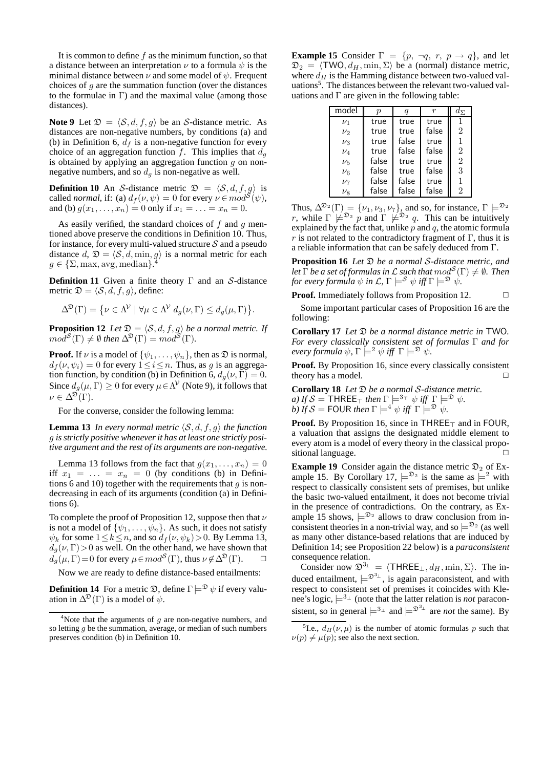It is common to define $f$ as the minimum function, so that a distance between an interpretation $\nu$ to a formula $\psi$ is the minimal distance between $\nu$ and some model of $\psi$. Frequent choices of $g$ are the summation function (over the distances to the formulae in $\Gamma$) and the maximal value (among those distances).

**Note 9** Let $\mathfrak{D} = \langle \mathcal{S}, d, f, g \rangle$ be an $\mathcal{S}$-distance metric. As distances are non-negative numbers, by conditions (a) and (b) in Definition 6, $d_f$ is a non-negative function for every choice of an aggregation function $f$. This implies that $d_g$ is obtained by applying an aggregation function $g$ on non-negative numbers, and so $d_g$ is non-negative as well.

**Definition 10** An $\mathcal{S}$-distance metric $\mathfrak{D} = \langle \mathcal{S}, d, f, g \rangle$ is called *normal*, if: (a) $d_f(\nu, \psi) = 0$ for every $\nu \in mod^{\mathcal{S}}(\psi)$, and (b) $g(x_1, \ldots, x_n) = 0$ only if $x_1 = \ldots = x_n = 0$.

As easily verified, the standard choices of $f$ and $g$ mentioned above preserve the conditions in Definition 10. Thus, for instance, for every multi-valued structure $\mathcal{S}$ and a pseudo distance $d$, $\mathfrak{D} = \langle \mathcal{S}, d, \min, g \rangle$ is a normal metric for each $g \in \{\Sigma, \max, \text{avg}, \text{median}\}$.[4]

**Definition 11** Given a finite theory $\Gamma$ and an $\mathcal{S}$-distance metric $\mathfrak{D} = \langle \mathcal{S}, d, f, g \rangle$, define:

$$\Delta^{\mathfrak{D}}(\Gamma) = \{\nu \in \Lambda^{\mathcal{V}} \mid \forall \mu \in \Lambda^{\mathcal{V}}\ d_g(\nu, \Gamma) \leq d_g(\mu, \Gamma)\}.$$

**Proposition 12** *Let $\mathfrak{D} = \langle \mathcal{S}, d, f, g \rangle$ be a normal metric. If $mod^{\mathcal{S}}(\Gamma) \neq \emptyset$ then $\Delta^{\mathfrak{D}}(\Gamma) = mod^{\mathcal{S}}(\Gamma)$.*

**Proof.** If $\nu$ is a model of $\{\psi_1, \ldots, \psi_n\}$, then as $\mathfrak{D}$ is normal, $d_f(\nu, \psi_i) = 0$ for every $1 \leq i \leq n$. Thus, as $g$ is an aggregation function, by condition (b) in Definition 6, $d_g(\nu, \Gamma) = 0$. Since $d_g(\mu, \Gamma) \geq 0$ for every $\mu \in \Lambda^{\mathcal{V}}$ (Note 9), it follows that $\nu \in \Delta^{\mathfrak{D}}(\Gamma)$.

For the converse, consider the following lemma:

**Lemma 13** *In every normal metric $\langle \mathcal{S}, d, f, g \rangle$ the function $g$ is strictly positive whenever it has at least one strictly positive argument and the rest of its arguments are non-negative.*

Lemma 13 follows from the fact that $g(x_1, \ldots, x_n) = 0$ iff $x_1 = \ldots = x_n = 0$ (by conditions (b) in Definitions 6 and 10) together with the requirements that $g$ is non-decreasing in each of its arguments (condition (a) in Definitions 6).

To complete the proof of Proposition 12, suppose then that $\nu$ is not a model of $\{\psi_1, \ldots, \psi_n\}$. As such, it does not satisfy $\psi_k$ for some $1 \leq k \leq n$, and so $d_f(\nu, \psi_k) > 0$. By Lemma 13, $d_g(\nu, \Gamma) > 0$ as well. On the other hand, we have shown that $d_g(\mu, \Gamma) = 0$ for every $\mu \in mod^{\mathcal{S}}(\Gamma)$, thus $\nu \notin \Delta^{\mathfrak{D}}(\Gamma)$. $\square$

Now we are ready to define distance-based entailments:

**Definition 14** For a metric $\mathfrak{D}$, define $\Gamma \models^{\mathfrak{D}} \psi$ if every valuation in $\Delta^{\mathfrak{D}}(\Gamma)$ is a model of $\psi$.

[4] Note that the arguments of $g$ are non-negative numbers, and so letting $g$ be the summation, average, or median of such numbers preserves condition (b) in Definition 10.

**Example 15** Consider $\Gamma = \{p, \neg q, r, p \to q\}$, and let $\mathfrak{D}_2 = \langle \mathsf{TWO}, d_H, \min, \Sigma \rangle$ be a (normal) distance metric, where $d_H$ is the Hamming distance between two-valued valuations[5]. The distances between the relevant two-valued valuations and $\Gamma$ are given in the following table:

| model | $p$ | $q$ | $r$ | $d_\Sigma$ |
|---|---|---|---|---|
| $\nu_1$ | true | true | true | 1 |
| $\nu_2$ | true | true | false | 2 |
| $\nu_3$ | true | false | true | 1 |
| $\nu_4$ | true | false | false | 2 |
| $\nu_5$ | false | true | true | 2 |
| $\nu_6$ | false | true | false | 3 |
| $\nu_7$ | false | false | true | 1 |
| $\nu_8$ | false | false | false | 2 |

Thus, $\Delta^{\mathfrak{D}_2}(\Gamma) = \{\nu_1, \nu_3, \nu_7\}$, and so, for instance, $\Gamma \models^{\mathfrak{D}_2} r$, while $\Gamma \not\models^{\mathfrak{D}_2} p$ and $\Gamma \not\models^{\mathfrak{D}_2} q$. This can be intuitively explained by the fact that, unlike $p$ and $q$, the atomic formula $r$ is not related to the contradictory fragment of $\Gamma$, thus it is a reliable information that can be safely deduced from $\Gamma$.

**Proposition 16** *Let $\mathfrak{D}$ be a normal $\mathcal{S}$-distance metric, and let $\Gamma$ be a set of formulas in $\mathcal{L}$ such that $mod^{\mathcal{S}}(\Gamma) \neq \emptyset$. Then for every formula $\psi$ in $\mathcal{L}$, $\Gamma \models^{\mathcal{S}} \psi$ iff $\Gamma \models^{\mathfrak{D}} \psi$.*

**Proof.** Immediately follows from Proposition 12. $\square$

Some important particular cases of Proposition 16 are the following:

**Corollary 17** *Let $\mathfrak{D}$ be a normal distance metric in* TWO. *For every classically consistent set of formulas $\Gamma$ and for every formula $\psi$, $\Gamma \models^2 \psi$ iff $\Gamma \models^{\mathfrak{D}} \psi$.*

**Proof.** By Proposition 16, since every classically consistent theory has a model. $\square$

**Corollary 18** *Let $\mathfrak{D}$ be a normal $\mathcal{S}$-distance metric.*
*a) If $\mathcal{S} = \mathsf{THREE}_\top$ then $\Gamma \models^{3_\top} \psi$ iff $\Gamma \models^{\mathfrak{D}} \psi$.*
*b) If $\mathcal{S} = \mathsf{FOUR}$ then $\Gamma \models^4 \psi$ iff $\Gamma \models^{\mathfrak{D}} \psi$.*

**Proof.** By Proposition 16, since in $\mathsf{THREE}_\top$ and in FOUR, a valuation that assigns the designated middle element to every atom is a model of every theory in the classical propositional language. $\square$

**Example 19** Consider again the distance metric $\mathfrak{D}_2$ of Example 15. By Corollary 17, $\models^{\mathfrak{D}_2}$ is the same as $\models^2$ with respect to classically consistent sets of premises, but unlike the basic two-valued entailment, it does not become trivial in the presence of contradictions. On the contrary, as Example 15 shows, $\models^{\mathfrak{D}_2}$ allows to draw conclusion from inconsistent theories in a non-trivial way, and so $\models^{\mathfrak{D}_2}$ (as well as many other distance-based relations that are induced by Definition 14; see Proposition 22 below) is a *paraconsistent* consequence relation.

Consider now $\mathfrak{D}^{3_\bot} = \langle \mathsf{THREE}_\bot, d_H, \min, \Sigma \rangle$. The induced entailment, $\models^{\mathfrak{D}^{3_\bot}}$, is again paraconsistent, and with respect to consistent set of premises it coincides with Kleene's logic, $\models^{3_\bot}$ (note that the latter relation is *not* paraconsistent, so in general $\models^{3_\bot}$ and $\models^{\mathfrak{D}^{3_\bot}}$ are *not* the same). By

[5] I.e., $d_H(\nu, \mu)$ is the number of atomic formulas $p$ such that $\nu(p) \neq \mu(p)$; see also the next section.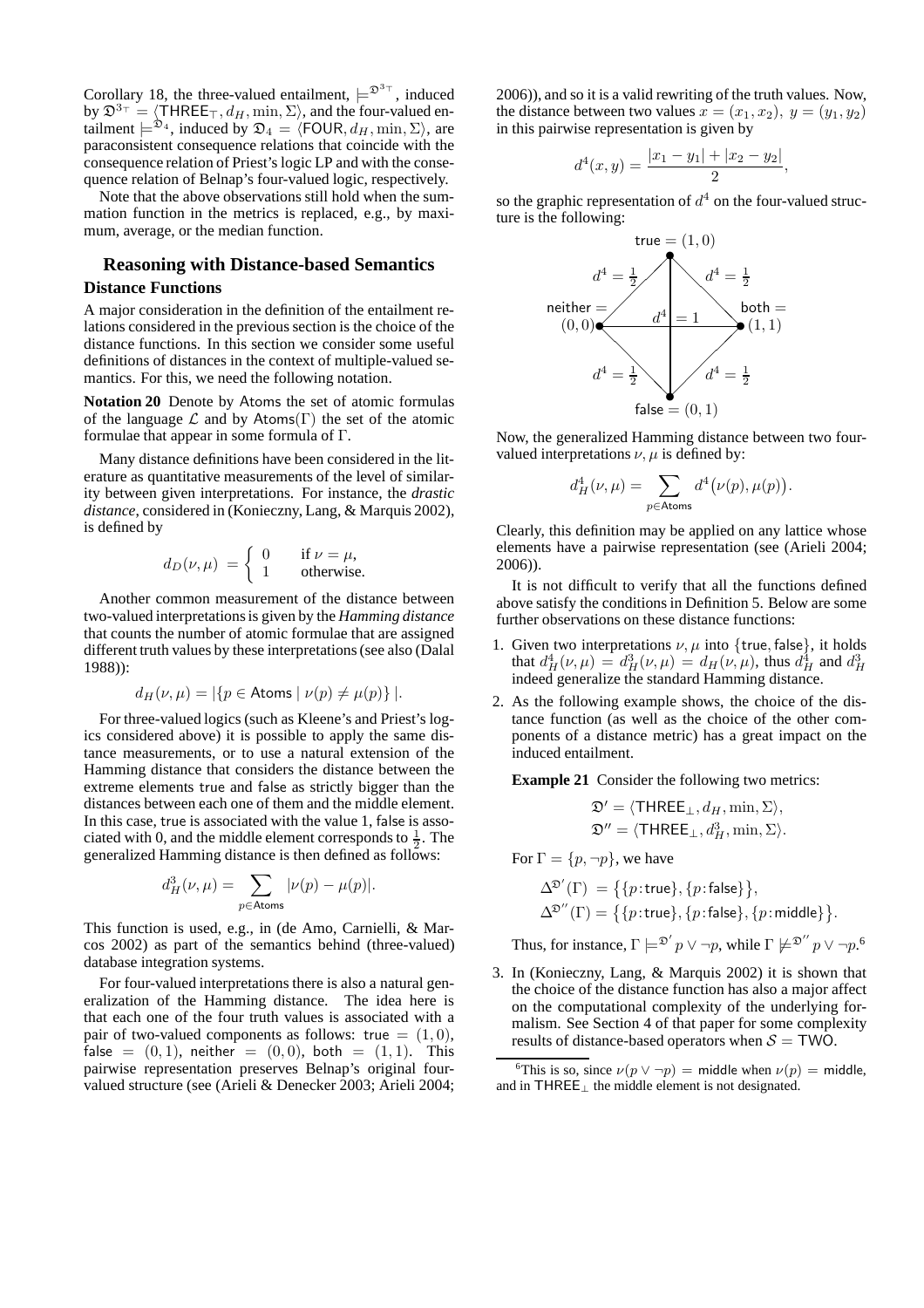Corollary 18, the three-valued entailment, $\models^{\mathfrak{D}^{3_\top}}$, induced by $\mathfrak{D}^{3_\top} = \langle \mathsf{THREE}_\top, d_H, \min, \Sigma \rangle$, and the four-valued entailment $\models^{\mathfrak{D}_4}$, induced by $\mathfrak{D}_4 = \langle \mathsf{FOUR}, d_H, \min, \Sigma \rangle$, are paraconsistent consequence relations that coincide with the consequence relation of Priest's logic LP and with the consequence relation of Belnap's four-valued logic, respectively.

Note that the above observations still hold when the summation function in the metrics is replaced, e.g., by maximum, average, or the median function.

## Reasoning with Distance-based Semantics

### Distance Functions

A major consideration in the definition of the entailment relations considered in the previous section is the choice of the distance functions. In this section we consider some useful definitions of distances in the context of multiple-valued semantics. For this, we need the following notation.

**Notation 20** Denote by $\mathsf{Atoms}$ the set of atomic formulas of the language $\mathcal{L}$ and by $\mathsf{Atoms}(\Gamma)$ the set of the atomic formulae that appear in some formula of $\Gamma$.

Many distance definitions have been considered in the literature as quantitative measurements of the level of similarity between given interpretations. For instance, the *drastic distance*, considered in (Konieczny, Lang, & Marquis 2002), is defined by

$$d_D(\nu, \mu) = \begin{cases} 0 & \text{if } \nu = \mu, \\ 1 & \text{otherwise.} \end{cases}$$

Another common measurement of the distance between two-valued interpretations is given by the *Hamming distance* that counts the number of atomic formulae that are assigned different truth values by these interpretations (see also (Dalal 1988)):

$$d_H(\nu, \mu) = |\{p \in \mathsf{Atoms} \mid \nu(p) \neq \mu(p)\}|.$$

For three-valued logics (such as Kleene's and Priest's logics considered above) it is possible to apply the same distance measurements, or to use a natural extension of the Hamming distance that considers the distance between the extreme elements true and false as strictly bigger than the distances between each one of them and the middle element. In this case, true is associated with the value 1, false is associated with 0, and the middle element corresponds to $\frac{1}{2}$. The generalized Hamming distance is then defined as follows:

$$d_H^3(\nu, \mu) = \sum_{p \in \mathsf{Atoms}} |\nu(p) - \mu(p)|.$$

This function is used, e.g., in (de Amo, Carnielli, & Marcos 2002) as part of the semantics behind (three-valued) database integration systems.

For four-valued interpretations there is also a natural generalization of the Hamming distance. The idea here is that each one of the four truth values is associated with a pair of two-valued components as follows: $\mathsf{true} = (1,0)$, $\mathsf{false} = (0,1)$, $\mathsf{neither} = (0,0)$, $\mathsf{both} = (1,1)$. This pairwise representation preserves Belnap's original four-valued structure (see (Arieli & Denecker 2003; Arieli 2004; 2006)), and so it is a valid rewriting of the truth values. Now, the distance between two values $x = (x_1, x_2)$, $y = (y_1, y_2)$ in this pairwise representation is given by

$$d^4(x, y) = \frac{|x_1 - y_1| + |x_2 - y_2|}{2},$$

so the graphic representation of $d^4$ on the four-valued structure is the following:

- $\mathsf{true} = (1,0)$ to $\mathsf{neither} = (0,0)$: $d^4 = \frac{1}{2}$
- $\mathsf{true} = (1,0)$ to $\mathsf{both} = (1,1)$: $d^4 = \frac{1}{2}$
- $\mathsf{neither} = (0,0)$ to $\mathsf{false} = (0,1)$: $d^4 = \frac{1}{2}$
- $\mathsf{both} = (1,1)$ to $\mathsf{false} = (0,1)$: $d^4 = \frac{1}{2}$
- $\mathsf{true}$ to $\mathsf{false}$, and $\mathsf{neither}$ to $\mathsf{both}$: $d^4 = 1$

Now, the generalized Hamming distance between two four-valued interpretations $\nu, \mu$ is defined by:

$$d_H^4(\nu, \mu) = \sum_{p \in \mathsf{Atoms}} d^4\big(\nu(p), \mu(p)\big).$$

Clearly, this definition may be applied on any lattice whose elements have a pairwise representation (see (Arieli 2004; 2006)).

It is not difficult to verify that all the functions defined above satisfy the conditions in Definition 5. Below are some further observations on these distance functions:

1. Given two interpretations $\nu, \mu$ into $\{\mathsf{true}, \mathsf{false}\}$, it holds that $d_H^4(\nu, \mu) = d_H^3(\nu, \mu) = d_H(\nu, \mu)$, thus $d_H^4$ and $d_H^3$ indeed generalize the standard Hamming distance.
2. As the following example shows, the choice of the distance function (as well as the choice of the other components of a distance metric) has a great impact on the induced entailment.

   **Example 21** Consider the following two metrics:

   $$\mathfrak{D}' = \langle \mathsf{THREE}_\perp, d_H, \min, \Sigma \rangle,$$
   $$\mathfrak{D}'' = \langle \mathsf{THREE}_\perp, d_H^3, \min, \Sigma \rangle.$$

   For $\Gamma = \{p, \neg p\}$, we have

   $$\Delta^{\mathfrak{D}'}(\Gamma) = \big\{\{p\!:\!\mathsf{true}\}, \{p\!:\!\mathsf{false}\}\big\},$$
   $$\Delta^{\mathfrak{D}''}(\Gamma) = \big\{\{p\!:\!\mathsf{true}\}, \{p\!:\!\mathsf{false}\}, \{p\!:\!\mathsf{middle}\}\big\}.$$

   Thus, for instance, $\Gamma \models^{\mathfrak{D}'} p \vee \neg p$, while $\Gamma \not\models^{\mathfrak{D}''} p \vee \neg p$.[6]

3. In (Konieczny, Lang, & Marquis 2002) it is shown that the choice of the distance function has also a major affect on the computational complexity of the underlying formalism. See Section 4 of that paper for some complexity results of distance-based operators when $\mathcal{S} = \mathsf{TWO}$.

[6] This is so, since $\nu(p \vee \neg p) = \mathsf{middle}$ when $\nu(p) = \mathsf{middle}$, and in $\mathsf{THREE}_\perp$ the middle element is not designated.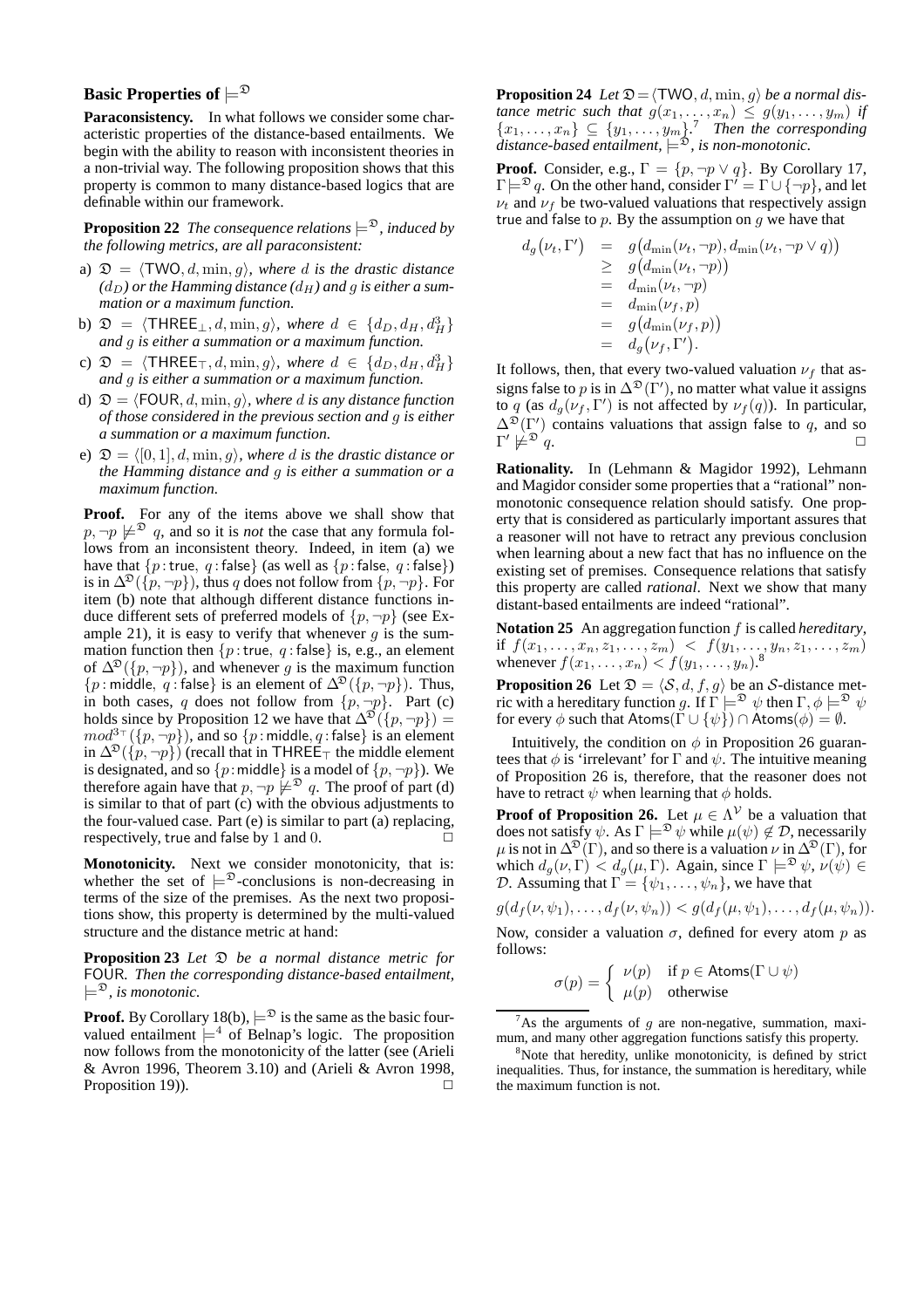### Basic Properties of $\models^{\mathfrak{D}}$

**Paraconsistency.** In what follows we consider some characteristic properties of the distance-based entailments. We begin with the ability to reason with inconsistent theories in a non-trivial way. The following proposition shows that this property is common to many distance-based logics that are definable within our framework.

**Proposition 22** *The consequence relations $\models^{\mathfrak{D}}$, induced by the following metrics, are all paraconsistent:*

a) $\mathfrak{D} = \langle \mathsf{TWO}, d, \min, g\rangle$, *where $d$ is the drastic distance ($d_D$) or the Hamming distance ($d_H$) and $g$ is either a summation or a maximum function.*

b) $\mathfrak{D} = \langle \mathsf{THREE}_{\bot}, d, \min, g\rangle$, *where $d \in \{d_D, d_H, d^3_H\}$ and $g$ is either a summation or a maximum function.*

c) $\mathfrak{D} = \langle \mathsf{THREE}_{\top}, d, \min, g\rangle$, *where $d \in \{d_D, d_H, d^3_H\}$ and $g$ is either a summation or a maximum function.*

d) $\mathfrak{D} = \langle \mathsf{FOUR}, d, \min, g\rangle$, *where $d$ is any distance function of those considered in the previous section and $g$ is either a summation or a maximum function.*

e) $\mathfrak{D} = \langle [0,1], d, \min, g\rangle$, *where $d$ is the drastic distance or the Hamming distance and $g$ is either a summation or a maximum function.*

**Proof.** For any of the items above we shall show that $p, \neg p \not\models^{\mathfrak{D}} q$, and so it is *not* the case that any formula follows from an inconsistent theory. Indeed, in item (a) we have that $\{p:\mathsf{true},\ q:\mathsf{false}\}$ (as well as $\{p:\mathsf{false},\ q:\mathsf{false}\}$) is in $\Delta^{\mathfrak{D}}(\{p, \neg p\})$, thus $q$ does not follow from $\{p, \neg p\}$. For item (b) note that although different distance functions induce different sets of preferred models of $\{p, \neg p\}$ (see Example 21), it is easy to verify that whenever $g$ is the summation function then $\{p:\mathsf{true},\ q:\mathsf{false}\}$ is, e.g., an element of $\Delta^{\mathfrak{D}}(\{p, \neg p\})$, and whenever $g$ is the maximum function $\{p:\mathsf{middle},\ q:\mathsf{false}\}$ is an element of $\Delta^{\mathfrak{D}}(\{p, \neg p\})$. Thus, in both cases, $q$ does not follow from $\{p, \neg p\}$. Part (c) holds since by Proposition 12 we have that $\Delta^{\mathfrak{D}}(\{p, \neg p\}) = mod^{3_\top}(\{p, \neg p\})$, and so $\{p:\mathsf{middle}, q:\mathsf{false}\}$ is an element in $\Delta^{\mathfrak{D}}(\{p, \neg p\})$ (recall that in $\mathsf{THREE}_{\top}$ the middle element is designated, and so $\{p:\mathsf{middle}\}$ is a model of $\{p, \neg p\}$). We therefore again have that $p, \neg p \not\models^{\mathfrak{D}} q$. The proof of part (d) is similar to that of part (c) with the obvious adjustments to the four-valued case. Part (e) is similar to part (a) replacing, respectively, true and false by 1 and 0. $\Box$

**Monotonicity.** Next we consider monotonicity, that is: whether the set of $\models^{\mathfrak{D}}$-conclusions is non-decreasing in terms of the size of the premises. As the next two propositions show, this property is determined by the multi-valued structure and the distance metric at hand:

**Proposition 23** *Let $\mathfrak{D}$ be a normal distance metric for* FOUR*. Then the corresponding distance-based entailment, $\models^{\mathfrak{D}}$, is monotonic.*

**Proof.** By Corollary 18(b), $\models^{\mathfrak{D}}$ is the same as the basic four-valued entailment $\models^4$ of Belnap's logic. The proposition now follows from the monotonicity of the latter (see (Arieli & Avron 1996, Theorem 3.10) and (Arieli & Avron 1998, Proposition 19)). $\Box$

**Proposition 24** *Let $\mathfrak{D} = \langle \mathsf{TWO}, d, \min, g\rangle$ be a normal distance metric such that $g(x_1, \ldots, x_n) \leq g(y_1, \ldots, y_m)$ if $\{x_1, \ldots, x_n\} \subseteq \{y_1, \ldots, y_m\}$.*[7] *Then the corresponding distance-based entailment, $\models^{\mathfrak{D}}$, is non-monotonic.*

**Proof.** Consider, e.g., $\Gamma = \{p, \neg p \vee q\}$. By Corollary 17, $\Gamma \models^{\mathfrak{D}} q$. On the other hand, consider $\Gamma' = \Gamma \cup \{\neg p\}$, and let $\nu_t$ and $\nu_f$ be two-valued valuations that respectively assign true and false to $p$. By the assumption on $g$ we have that

$$
\begin{array}{rcl}
d_g\big(\nu_t, \Gamma'\big) & = & g\big(d_{\min}(\nu_t, \neg p), d_{\min}(\nu_t, \neg p \vee q)\big) \\
& \geq & g\big(d_{\min}(\nu_t, \neg p)\big) \\
& = & d_{\min}(\nu_t, \neg p) \\
& = & d_{\min}(\nu_f, p) \\
& = & g\big(d_{\min}(\nu_f, p)\big) \\
& = & d_g\big(\nu_f, \Gamma'\big).
\end{array}
$$

It follows, then, that every two-valued valuation $\nu_f$ that assigns false to $p$ is in $\Delta^{\mathfrak{D}}(\Gamma')$, no matter what value it assigns to $q$ (as $d_g(\nu_f, \Gamma')$ is not affected by $\nu_f(q)$). In particular, $\Delta^{\mathfrak{D}}(\Gamma')$ contains valuations that assign false to $q$, and so $\Gamma' \not\models^{\mathfrak{D}} q$. $\Box$

**Rationality.** In (Lehmann & Magidor 1992), Lehmann and Magidor consider some properties that a "rational" non-monotonic consequence relation should satisfy. One property that is considered as particularly important assures that a reasoner will not have to retract any previous conclusion when learning about a new fact that has no influence on the existing set of premises. Consequence relations that satisfy this property are called *rational*. Next we show that many distant-based entailments are indeed "rational".

**Notation 25** An aggregation function $f$ is called *hereditary*, if $f(x_1, \ldots, x_n, z_1, \ldots, z_m) < f(y_1, \ldots, y_n, z_1, \ldots, z_m)$ whenever $f(x_1, \ldots, x_n) < f(y_1, \ldots, y_n)$.[8]

**Proposition 26** Let $\mathfrak{D} = \langle \mathcal{S}, d, f, g\rangle$ be an $\mathcal{S}$-distance metric with a hereditary function $g$. If $\Gamma \models^{\mathfrak{D}} \psi$ then $\Gamma, \phi \models^{\mathfrak{D}} \psi$ for every $\phi$ such that $\mathsf{Atoms}(\Gamma \cup \{\psi\}) \cap \mathsf{Atoms}(\phi) = \emptyset$.

Intuitively, the condition on $\phi$ in Proposition 26 guarantees that $\phi$ is 'irrelevant' for $\Gamma$ and $\psi$. The intuitive meaning of Proposition 26 is, therefore, that the reasoner does not have to retract $\psi$ when learning that $\phi$ holds.

**Proof of Proposition 26.** Let $\mu \in \Lambda^{\mathcal{V}}$ be a valuation that does not satisfy $\psi$. As $\Gamma \models^{\mathfrak{D}} \psi$ while $\mu(\psi) \notin \mathcal{D}$, necessarily $\mu$ is not in $\Delta^{\mathfrak{D}}(\Gamma)$, and so there is a valuation $\nu$ in $\Delta^{\mathfrak{D}}(\Gamma)$, for which $d_g(\nu, \Gamma) < d_g(\mu, \Gamma)$. Again, since $\Gamma \models^{\mathfrak{D}} \psi$, $\nu(\psi) \in \mathcal{D}$. Assuming that $\Gamma = \{\psi_1, \ldots, \psi_n\}$, we have that

$$g(d_f(\nu, \psi_1), \ldots, d_f(\nu, \psi_n)) < g(d_f(\mu, \psi_1), \ldots, d_f(\mu, \psi_n)).$$

Now, consider a valuation $\sigma$, defined for every atom $p$ as follows:

$$\sigma(p) = \begin{cases} \nu(p) & \text{if } p \in \mathsf{Atoms}(\Gamma \cup \psi) \\ \mu(p) & \text{otherwise} \end{cases}$$

---

[7] As the arguments of $g$ are non-negative, summation, maximum, and many other aggregation functions satisfy this property.

[8] Note that heredity, unlike monotonicity, is defined by strict inequalities. Thus, for instance, the summation is hereditary, while the maximum function is not.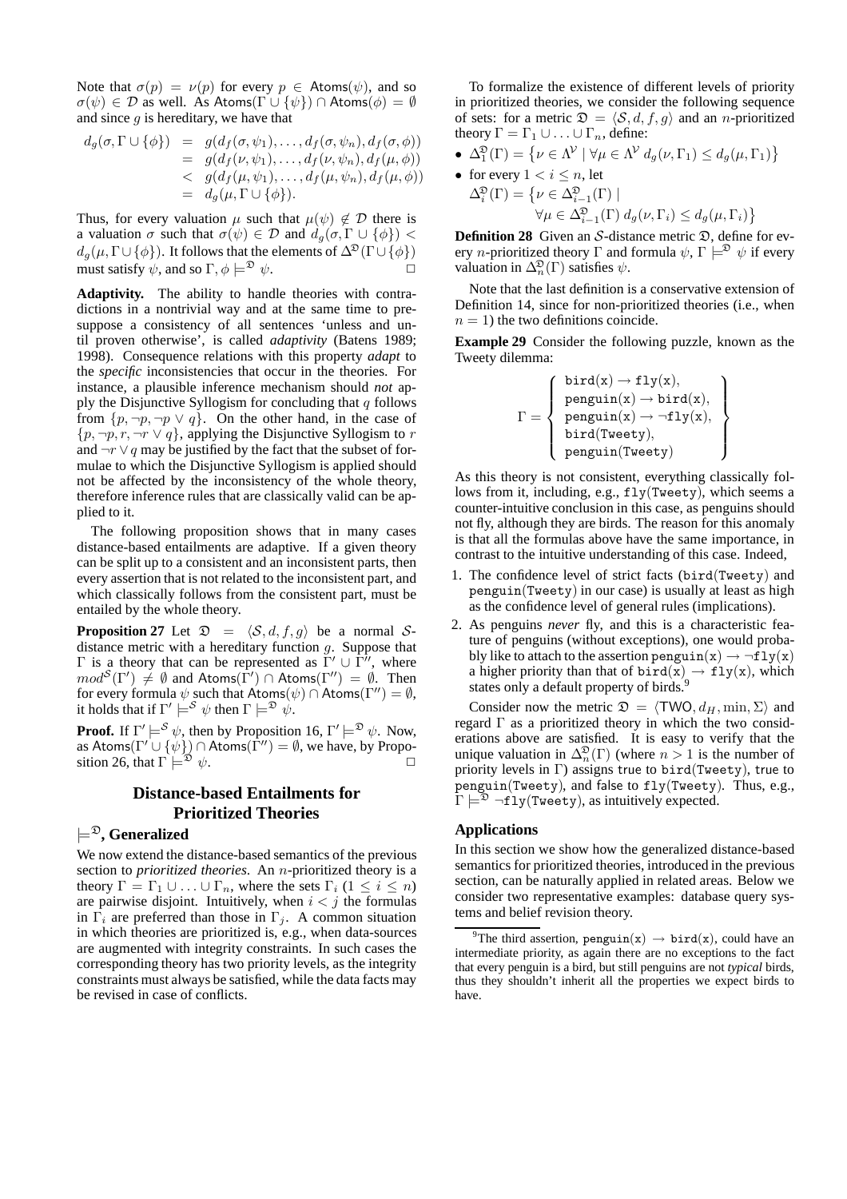Note that $\sigma(p) = \nu(p)$ for every $p \in \mathsf{Atoms}(\psi)$, and so $\sigma(\psi) \in \mathcal{D}$ as well. As $\mathsf{Atoms}(\Gamma \cup \{\psi\}) \cap \mathsf{Atoms}(\phi) = \emptyset$ and since $g$ is hereditary, we have that

$$
\begin{aligned}
d_g(\sigma, \Gamma \cup \{\phi\}) &= g(d_f(\sigma, \psi_1), \ldots, d_f(\sigma, \psi_n), d_f(\sigma, \phi)) \\
&= g(d_f(\nu, \psi_1), \ldots, d_f(\nu, \psi_n), d_f(\mu, \phi)) \\
&< g(d_f(\mu, \psi_1), \ldots, d_f(\mu, \psi_n), d_f(\mu, \phi)) \\
&= d_g(\mu, \Gamma \cup \{\phi\}).
\end{aligned}
$$

Thus, for every valuation $\mu$ such that $\mu(\psi) \notin \mathcal{D}$ there is a valuation $\sigma$ such that $\sigma(\psi) \in \mathcal{D}$ and $d_g(\sigma, \Gamma \cup \{\phi\}) < d_g(\mu, \Gamma \cup \{\phi\})$. It follows that the elements of $\Delta^{\mathfrak{D}}(\Gamma \cup \{\phi\})$ must satisfy $\psi$, and so $\Gamma, \phi \models^{\mathfrak{D}} \psi$. $\square$

**Adaptivity.** The ability to handle theories with contradictions in a nontrivial way and at the same time to presuppose a consistency of all sentences 'unless and until proven otherwise', is called *adaptivity* (Batens 1989; 1998). Consequence relations with this property *adapt* to the *specific* inconsistencies that occur in the theories. For instance, a plausible inference mechanism should *not* apply the Disjunctive Syllogism for concluding that $q$ follows from $\{p, \neg p, \neg p \vee q\}$. On the other hand, in the case of $\{p, \neg p, r, \neg r \vee q\}$, applying the Disjunctive Syllogism to $r$ and $\neg r \vee q$ may be justified by the fact that the subset of formulae to which the Disjunctive Syllogism is applied should not be affected by the inconsistency of the whole theory, therefore inference rules that are classically valid can be applied to it.

The following proposition shows that in many cases distance-based entailments are adaptive. If a given theory can be split up to a consistent and an inconsistent parts, then every assertion that is not related to the inconsistent part, and which classically follows from the consistent part, must be entailed by the whole theory.

**Proposition 27** Let $\mathfrak{D} = \langle \mathcal{S}, d, f, g \rangle$ be a normal $\mathcal{S}$-distance metric with a hereditary function $g$. Suppose that $\Gamma$ is a theory that can be represented as $\Gamma' \cup \Gamma''$, where $mod^{\mathcal{S}}(\Gamma') \neq \emptyset$ and $\mathsf{Atoms}(\Gamma') \cap \mathsf{Atoms}(\Gamma'') = \emptyset$. Then for every formula $\psi$ such that $\mathsf{Atoms}(\psi) \cap \mathsf{Atoms}(\Gamma'') = \emptyset$, it holds that if $\Gamma' \models^{\mathcal{S}} \psi$ then $\Gamma \models^{\mathfrak{D}} \psi$.

**Proof.** If $\Gamma' \models^{\mathcal{S}} \psi$, then by Proposition 16, $\Gamma' \models^{\mathfrak{D}} \psi$. Now, as $\mathsf{Atoms}(\Gamma' \cup \{\psi\}) \cap \mathsf{Atoms}(\Gamma'') = \emptyset$, we have, by Proposition 26, that $\Gamma \models^{\mathfrak{D}} \psi$. $\square$

## Distance-based Entailments for Prioritized Theories

### $\models^{\mathfrak{D}}$, Generalized

We now extend the distance-based semantics of the previous section to *prioritized theories*. An $n$-prioritized theory is a theory $\Gamma = \Gamma_1 \cup \ldots \cup \Gamma_n$, where the sets $\Gamma_i$ ($1 \leq i \leq n$) are pairwise disjoint. Intuitively, when $i < j$ the formulas in $\Gamma_i$ are preferred than those in $\Gamma_j$. A common situation in which theories are prioritized is, e.g., when data-sources are augmented with integrity constraints. In such cases the corresponding theory has two priority levels, as the integrity constraints must always be satisfied, while the data facts may be revised in case of conflicts.

To formalize the existence of different levels of priority in prioritized theories, we consider the following sequence of sets: for a metric $\mathfrak{D} = \langle \mathcal{S}, d, f, g \rangle$ and an $n$-prioritized theory $\Gamma = \Gamma_1 \cup \ldots \cup \Gamma_n$, define:

- $\Delta_1^{\mathfrak{D}}(\Gamma) = \{\nu \in \Lambda^{\mathcal{V}} \mid \forall \mu \in \Lambda^{\mathcal{V}}\ d_g(\nu, \Gamma_1) \leq d_g(\mu, \Gamma_1)\}$
- for every $1 < i \leq n$, let
  $\Delta_i^{\mathfrak{D}}(\Gamma) = \{\nu \in \Delta_{i-1}^{\mathfrak{D}}(\Gamma) \mid$
  $\qquad \forall \mu \in \Delta_{i-1}^{\mathfrak{D}}(\Gamma)\ d_g(\nu, \Gamma_i) \leq d_g(\mu, \Gamma_i)\}$

**Definition 28** Given an $\mathcal{S}$-distance metric $\mathfrak{D}$, define for every $n$-prioritized theory $\Gamma$ and formula $\psi$, $\Gamma \models^{\mathfrak{D}} \psi$ if every valuation in $\Delta_n^{\mathfrak{D}}(\Gamma)$ satisfies $\psi$.

Note that the last definition is a conservative extension of Definition 14, since for non-prioritized theories (i.e., when $n = 1$) the two definitions coincide.

**Example 29** Consider the following puzzle, known as the Tweety dilemma:

$$
\Gamma = \left\{
\begin{array}{l}
\mathtt{bird(x)} \rightarrow \mathtt{fly(x)}, \\
\mathtt{penguin(x)} \rightarrow \mathtt{bird(x)}, \\
\mathtt{penguin(x)} \rightarrow \neg\mathtt{fly(x)}, \\
\mathtt{bird(Tweety)}, \\
\mathtt{penguin(Tweety)}
\end{array}
\right\}
$$

As this theory is not consistent, everything classically follows from it, including, e.g., fly(Tweety), which seems a counter-intuitive conclusion in this case, as penguins should not fly, although they are birds. The reason for this anomaly is that all the formulas above have the same importance, in contrast to the intuitive understanding of this case. Indeed,

1. The confidence level of strict facts (bird(Tweety) and penguin(Tweety) in our case) is usually at least as high as the confidence level of general rules (implications).
2. As penguins *never* fly, and this is a characteristic feature of penguins (without exceptions), one would probably like to attach to the assertion penguin(x) $\rightarrow \neg$fly(x) a higher priority than that of bird(x) $\rightarrow$ fly(x), which states only a default property of birds.[9]

Consider now the metric $\mathfrak{D} = \langle \mathsf{TWO}, d_H, \min, \Sigma \rangle$ and regard $\Gamma$ as a prioritized theory in which the two considerations above are satisfied. It is easy to verify that the unique valuation in $\Delta_n^{\mathfrak{D}}(\Gamma)$ (where $n > 1$ is the number of priority levels in $\Gamma$) assigns true to bird(Tweety), true to penguin(Tweety), and false to fly(Tweety). Thus, e.g., $\Gamma \models^{\mathfrak{D}} \neg$fly(Tweety), as intuitively expected.

## Applications

In this section we show how the generalized distance-based semantics for prioritized theories, introduced in the previous section, can be naturally applied in related areas. Below we consider two representative examples: database query systems and belief revision theory.

[9] The third assertion, penguin(x) $\rightarrow$ bird(x), could have an intermediate priority, as again there are no exceptions to the fact that every penguin is a bird, but still penguins are not *typical* birds, thus they shouldn't inherit all the properties we expect birds to have.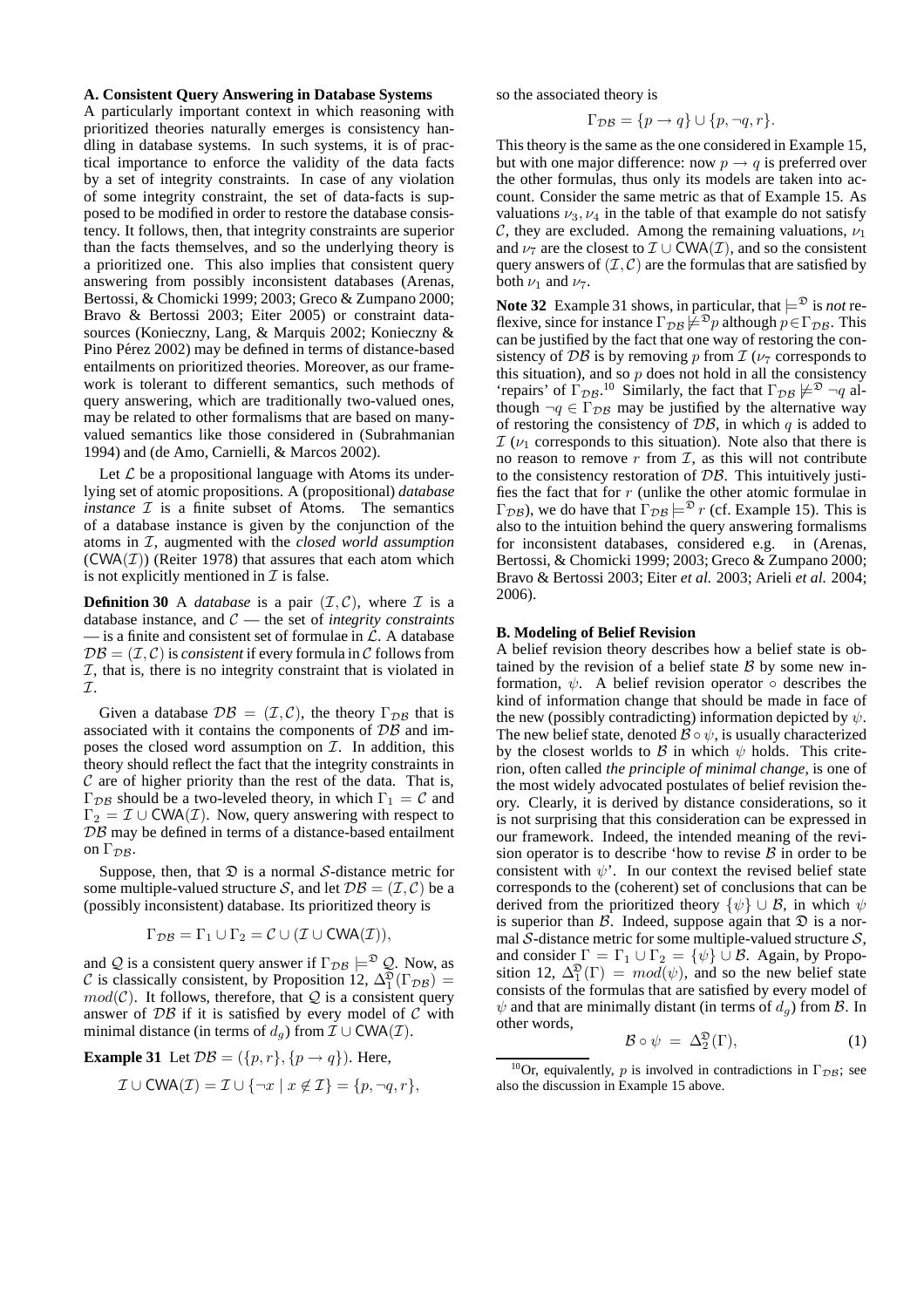### A. Consistent Query Answering in Database Systems

A particularly important context in which reasoning with prioritized theories naturally emerges is consistency handling in database systems. In such systems, it is of practical importance to enforce the validity of the data facts by a set of integrity constraints. In case of any violation of some integrity constraint, the set of data-facts is supposed to be modified in order to restore the database consistency. It follows, then, that integrity constraints are superior than the facts themselves, and so the underlying theory is a prioritized one. This also implies that consistent query answering from possibly inconsistent databases (Arenas, Bertossi, & Chomicki 1999; 2003; Greco & Zumpano 2000; Bravo & Bertossi 2003; Eiter 2005) or constraint datasources (Konieczny, Lang, & Marquis 2002; Konieczny & Pino Pérez 2002) may be defined in terms of distance-based entailments on prioritized theories. Moreover, as our framework is tolerant to different semantics, such methods of query answering, which are traditionally two-valued ones, may be related to other formalisms that are based on many-valued semantics like those considered in (Subrahmanian 1994) and (de Amo, Carnielli, & Marcos 2002).

Let $\mathcal{L}$ be a propositional language with Atoms its underlying set of atomic propositions. A (propositional) *database instance* $\mathcal{I}$ is a finite subset of Atoms. The semantics of a database instance is given by the conjunction of the atoms in $\mathcal{I}$, augmented with the *closed world assumption* ($\mathsf{CWA}(\mathcal{I})$) (Reiter 1978) that assures that each atom which is not explicitly mentioned in $\mathcal{I}$ is false.

**Definition 30** A *database* is a pair $(\mathcal{I}, \mathcal{C})$, where $\mathcal{I}$ is a database instance, and $\mathcal{C}$ — the set of *integrity constraints* — is a finite and consistent set of formulae in $\mathcal{L}$. A database $\mathcal{DB} = (\mathcal{I}, \mathcal{C})$ is *consistent* if every formula in $\mathcal{C}$ follows from $\mathcal{I}$, that is, there is no integrity constraint that is violated in $\mathcal{I}$.

Given a database $\mathcal{DB} = (\mathcal{I}, \mathcal{C})$, the theory $\Gamma_{\mathcal{DB}}$ that is associated with it contains the components of $\mathcal{DB}$ and imposes the closed word assumption on $\mathcal{I}$. In addition, this theory should reflect the fact that the integrity constraints in $\mathcal{C}$ are of higher priority than the rest of the data. That is, $\Gamma_{\mathcal{DB}}$ should be a two-leveled theory, in which $\Gamma_1 = \mathcal{C}$ and $\Gamma_2 = \mathcal{I} \cup \mathsf{CWA}(\mathcal{I})$. Now, query answering with respect to $\mathcal{DB}$ may be defined in terms of a distance-based entailment on $\Gamma_{\mathcal{DB}}$.

Suppose, then, that $\mathfrak{D}$ is a normal $\mathcal{S}$-distance metric for some multiple-valued structure $\mathcal{S}$, and let $\mathcal{DB} = (\mathcal{I}, \mathcal{C})$ be a (possibly inconsistent) database. Its prioritized theory is

$$\Gamma_{\mathcal{DB}} = \Gamma_1 \cup \Gamma_2 = \mathcal{C} \cup (\mathcal{I} \cup \mathsf{CWA}(\mathcal{I})),$$

and $\mathcal{Q}$ is a consistent query answer if $\Gamma_{\mathcal{DB}} \models^{\mathfrak{D}} \mathcal{Q}$. Now, as $\mathcal{C}$ is classically consistent, by Proposition 12, $\Delta_1^{\mathfrak{D}}(\Gamma_{\mathcal{DB}}) = mod(\mathcal{C})$. It follows, therefore, that $\mathcal{Q}$ is a consistent query answer of $\mathcal{DB}$ if it is satisfied by every model of $\mathcal{C}$ with minimal distance (in terms of $d_g$) from $\mathcal{I} \cup \mathsf{CWA}(\mathcal{I})$.

**Example 31** Let $\mathcal{DB} = (\{p, r\}, \{p \to q\})$. Here,

$$\mathcal{I} \cup \mathsf{CWA}(\mathcal{I}) = \mathcal{I} \cup \{\neg x \mid x \notin \mathcal{I}\} = \{p, \neg q, r\},$$

so the associated theory is

$$\Gamma_{\mathcal{DB}} = \{p \to q\} \cup \{p, \neg q, r\}.$$

This theory is the same as the one considered in Example 15, but with one major difference: now $p \to q$ is preferred over the other formulas, thus only its models are taken into account. Consider the same metric as that of Example 15. As valuations $\nu_3, \nu_4$ in the table of that example do not satisfy $\mathcal{C}$, they are excluded. Among the remaining valuations, $\nu_1$ and $\nu_7$ are the closest to $\mathcal{I} \cup \mathsf{CWA}(\mathcal{I})$, and so the consistent query answers of $(\mathcal{I}, \mathcal{C})$ are the formulas that are satisfied by both $\nu_1$ and $\nu_7$.

**Note 32** Example 31 shows, in particular, that $\models^{\mathfrak{D}}$ is *not* reflexive, since for instance $\Gamma_{\mathcal{DB}} \not\models^{\mathfrak{D}} p$ although $p \in \Gamma_{\mathcal{DB}}$. This can be justified by the fact that one way of restoring the consistency of $\mathcal{DB}$ is by removing $p$ from $\mathcal{I}$ ($\nu_7$ corresponds to this situation), and so $p$ does not hold in all the consistency 'repairs' of $\Gamma_{\mathcal{DB}}$.[10] Similarly, the fact that $\Gamma_{\mathcal{DB}} \not\models^{\mathfrak{D}} \neg q$ although $\neg q \in \Gamma_{\mathcal{DB}}$ may be justified by the alternative way of restoring the consistency of $\mathcal{DB}$, in which $q$ is added to $\mathcal{I}$ ($\nu_1$ corresponds to this situation). Note also that there is no reason to remove $r$ from $\mathcal{I}$, as this will not contribute to the consistency restoration of $\mathcal{DB}$. This intuitively justifies the fact that for $r$ (unlike the other atomic formulae in $\Gamma_{\mathcal{DB}}$), we do have that $\Gamma_{\mathcal{DB}} \models^{\mathfrak{D}} r$ (cf. Example 15). This is also to the intuition behind the query answering formalisms for inconsistent databases, considered e.g. in (Arenas, Bertossi, & Chomicki 1999; 2003; Greco & Zumpano 2000; Bravo & Bertossi 2003; Eiter *et al.* 2003; Arieli *et al.* 2004; 2006).

### B. Modeling of Belief Revision

A belief revision theory describes how a belief state is obtained by the revision of a belief state $\mathcal{B}$ by some new information, $\psi$. A belief revision operator $\circ$ describes the kind of information change that should be made in face of the new (possibly contradicting) information depicted by $\psi$. The new belief state, denoted $\mathcal{B} \circ \psi$, is usually characterized by the closest worlds to $\mathcal{B}$ in which $\psi$ holds. This criterion, often called *the principle of minimal change*, is one of the most widely advocated postulates of belief revision theory. Clearly, it is derived by distance considerations, so it is not surprising that this consideration can be expressed in our framework. Indeed, the intended meaning of the revision operator is to describe 'how to revise $\mathcal{B}$ in order to be consistent with $\psi$'. In our context the revised belief state corresponds to the (coherent) set of conclusions that can be derived from the prioritized theory $\{\psi\} \cup \mathcal{B}$, in which $\psi$ is superior than $\mathcal{B}$. Indeed, suppose again that $\mathfrak{D}$ is a normal $\mathcal{S}$-distance metric for some multiple-valued structure $\mathcal{S}$, and consider $\Gamma = \Gamma_1 \cup \Gamma_2 = \{\psi\} \cup \mathcal{B}$. Again, by Proposition 12, $\Delta_1^{\mathfrak{D}}(\Gamma) = mod(\psi)$, and so the new belief state consists of the formulas that are satisfied by every model of $\psi$ and that are minimally distant (in terms of $d_g$) from $\mathcal{B}$. In other words,

$$\mathcal{B} \circ \psi \; = \; \Delta_2^{\mathfrak{D}}(\Gamma), \tag{1}$$

[10] Or, equivalently, $p$ is involved in contradictions in $\Gamma_{\mathcal{DB}}$; see also the discussion in Example 15 above.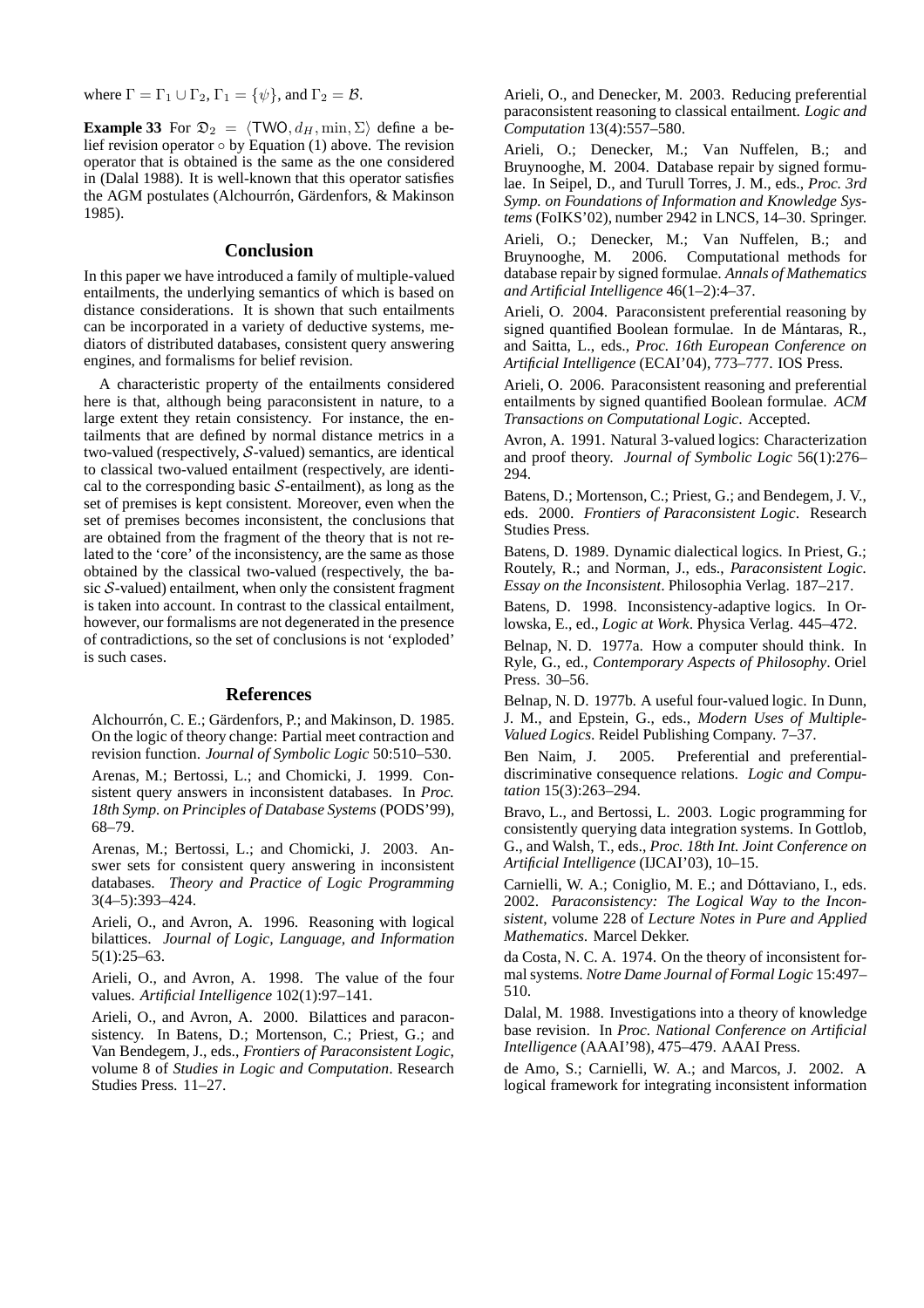where $\Gamma = \Gamma_1 \cup \Gamma_2$, $\Gamma_1 = \{\psi\}$, and $\Gamma_2 = \mathcal{B}$.

**Example 33** For $\mathfrak{D}_2 = \langle \mathsf{TWO}, d_H, \min, \Sigma \rangle$ define a belief revision operator $\circ$ by Equation (1) above. The revision operator that is obtained is the same as the one considered in (Dalal 1988). It is well-known that this operator satisfies the AGM postulates (Alchourrón, Gärdenfors, & Makinson 1985).

## Conclusion

In this paper we have introduced a family of multiple-valued entailments, the underlying semantics of which is based on distance considerations. It is shown that such entailments can be incorporated in a variety of deductive systems, mediators of distributed databases, consistent query answering engines, and formalisms for belief revision.

A characteristic property of the entailments considered here is that, although being paraconsistent in nature, to a large extent they retain consistency. For instance, the entailments that are defined by normal distance metrics in a two-valued (respectively, $\mathcal{S}$-valued) semantics, are identical to classical two-valued entailment (respectively, are identical to the corresponding basic $\mathcal{S}$-entailment), as long as the set of premises is kept consistent. Moreover, even when the set of premises becomes inconsistent, the conclusions that are obtained from the fragment of the theory that is not related to the 'core' of the inconsistency, are the same as those obtained by the classical two-valued (respectively, the basic $\mathcal{S}$-valued) entailment, when only the consistent fragment is taken into account. In contrast to the classical entailment, however, our formalisms are not degenerated in the presence of contradictions, so the set of conclusions is not 'exploded' is such cases.

## References

Alchourrón, C. E.; Gärdenfors, P.; and Makinson, D. 1985. On the logic of theory change: Partial meet contraction and revision function. *Journal of Symbolic Logic* 50:510–530.

Arenas, M.; Bertossi, L.; and Chomicki, J. 1999. Consistent query answers in inconsistent databases. In *Proc. 18th Symp. on Principles of Database Systems* (PODS'99), 68–79.

Arenas, M.; Bertossi, L.; and Chomicki, J. 2003. Answer sets for consistent query answering in inconsistent databases. *Theory and Practice of Logic Programming* 3(4–5):393–424.

Arieli, O., and Avron, A. 1996. Reasoning with logical bilattices. *Journal of Logic, Language, and Information* 5(1):25–63.

Arieli, O., and Avron, A. 1998. The value of the four values. *Artificial Intelligence* 102(1):97–141.

Arieli, O., and Avron, A. 2000. Bilattices and paraconsistency. In Batens, D.; Mortenson, C.; Priest, G.; and Van Bendegem, J., eds., *Frontiers of Paraconsistent Logic*, volume 8 of *Studies in Logic and Computation*. Research Studies Press. 11–27.

Arieli, O., and Denecker, M. 2003. Reducing preferential paraconsistent reasoning to classical entailment. *Logic and Computation* 13(4):557–580.

Arieli, O.; Denecker, M.; Van Nuffelen, B.; and Bruynooghe, M. 2004. Database repair by signed formulae. In Seipel, D., and Turull Torres, J. M., eds., *Proc. 3rd Symp. on Foundations of Information and Knowledge Systems* (FoIKS'02), number 2942 in LNCS, 14–30. Springer.

Arieli, O.; Denecker, M.; Van Nuffelen, B.; and Bruynooghe, M. 2006. Computational methods for database repair by signed formulae. *Annals of Mathematics and Artificial Intelligence* 46(1–2):4–37.

Arieli, O. 2004. Paraconsistent preferential reasoning by signed quantified Boolean formulae. In de Mántaras, R., and Saitta, L., eds., *Proc. 16th European Conference on Artificial Intelligence* (ECAI'04), 773–777. IOS Press.

Arieli, O. 2006. Paraconsistent reasoning and preferential entailments by signed quantified Boolean formulae. *ACM Transactions on Computational Logic*. Accepted.

Avron, A. 1991. Natural 3-valued logics: Characterization and proof theory. *Journal of Symbolic Logic* 56(1):276–294.

Batens, D.; Mortenson, C.; Priest, G.; and Bendegem, J. V., eds. 2000. *Frontiers of Paraconsistent Logic*. Research Studies Press.

Batens, D. 1989. Dynamic dialectical logics. In Priest, G.; Routely, R.; and Norman, J., eds., *Paraconsistent Logic. Essay on the Inconsistent*. Philosophia Verlag. 187–217.

Batens, D. 1998. Inconsistency-adaptive logics. In Orlowska, E., ed., *Logic at Work*. Physica Verlag. 445–472.

Belnap, N. D. 1977a. How a computer should think. In Ryle, G., ed., *Contemporary Aspects of Philosophy*. Oriel Press. 30–56.

Belnap, N. D. 1977b. A useful four-valued logic. In Dunn, J. M., and Epstein, G., eds., *Modern Uses of Multiple-Valued Logics*. Reidel Publishing Company. 7–37.

Ben Naim, J. 2005. Preferential and preferential-discriminative consequence relations. *Logic and Computation* 15(3):263–294.

Bravo, L., and Bertossi, L. 2003. Logic programming for consistently querying data integration systems. In Gottlob, G., and Walsh, T., eds., *Proc. 18th Int. Joint Conference on Artificial Intelligence* (IJCAI'03), 10–15.

Carnielli, W. A.; Coniglio, M. E.; and Dóttaviano, I., eds. 2002. *Paraconsistency: The Logical Way to the Inconsistent*, volume 228 of *Lecture Notes in Pure and Applied Mathematics*. Marcel Dekker.

da Costa, N. C. A. 1974. On the theory of inconsistent formal systems. *Notre Dame Journal of Formal Logic* 15:497–510.

Dalal, M. 1988. Investigations into a theory of knowledge base revision. In *Proc. National Conference on Artificial Intelligence* (AAAI'98), 475–479. AAAI Press.

de Amo, S.; Carnielli, W. A.; and Marcos, J. 2002. A logical framework for integrating inconsistent information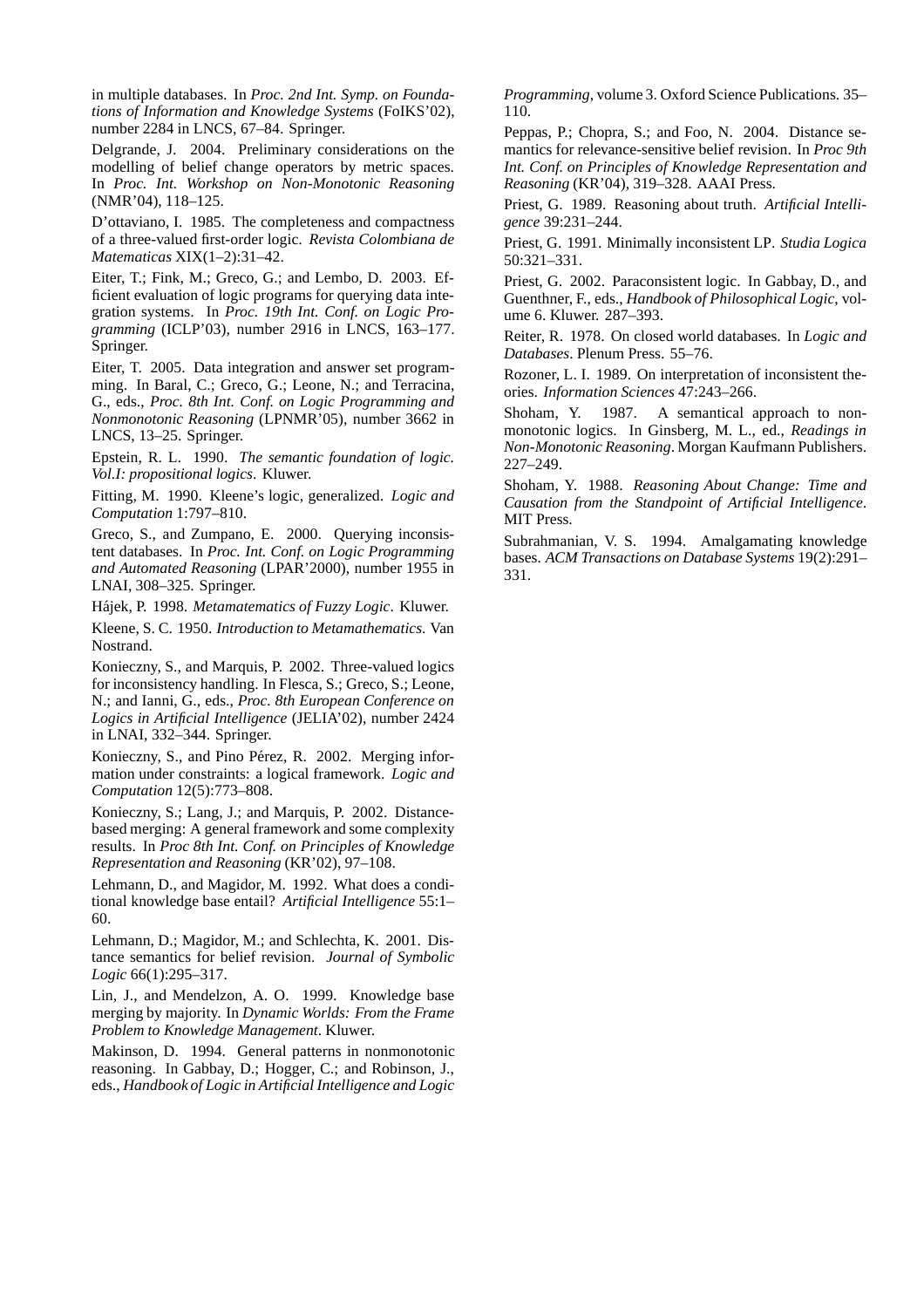in multiple databases. In *Proc. 2nd Int. Symp. on Foundations of Information and Knowledge Systems* (FoIKS'02), number 2284 in LNCS, 67–84. Springer.

Delgrande, J. 2004. Preliminary considerations on the modelling of belief change operators by metric spaces. In *Proc. Int. Workshop on Non-Monotonic Reasoning* (NMR'04), 118–125.

D'ottaviano, I. 1985. The completeness and compactness of a three-valued first-order logic. *Revista Colombiana de Matematicas* XIX(1–2):31–42.

Eiter, T.; Fink, M.; Greco, G.; and Lembo, D. 2003. Efficient evaluation of logic programs for querying data integration systems. In *Proc. 19th Int. Conf. on Logic Programming* (ICLP'03), number 2916 in LNCS, 163–177. Springer.

Eiter, T. 2005. Data integration and answer set programming. In Baral, C.; Greco, G.; Leone, N.; and Terracina, G., eds., *Proc. 8th Int. Conf. on Logic Programming and Nonmonotonic Reasoning* (LPNMR'05), number 3662 in LNCS, 13–25. Springer.

Epstein, R. L. 1990. *The semantic foundation of logic. Vol.I: propositional logics*. Kluwer.

Fitting, M. 1990. Kleene's logic, generalized. *Logic and Computation* 1:797–810.

Greco, S., and Zumpano, E. 2000. Querying inconsistent databases. In *Proc. Int. Conf. on Logic Programming and Automated Reasoning* (LPAR'2000), number 1955 in LNAI, 308–325. Springer.

Hájek, P. 1998. *Metamatematics of Fuzzy Logic*. Kluwer.

Kleene, S. C. 1950. *Introduction to Metamathematics*. Van Nostrand.

Konieczny, S., and Marquis, P. 2002. Three-valued logics for inconsistency handling. In Flesca, S.; Greco, S.; Leone, N.; and Ianni, G., eds., *Proc. 8th European Conference on Logics in Artificial Intelligence* (JELIA'02), number 2424 in LNAI, 332–344. Springer.

Konieczny, S., and Pino Pérez, R. 2002. Merging information under constraints: a logical framework. *Logic and Computation* 12(5):773–808.

Konieczny, S.; Lang, J.; and Marquis, P. 2002. Distance-based merging: A general framework and some complexity results. In *Proc 8th Int. Conf. on Principles of Knowledge Representation and Reasoning* (KR'02), 97–108.

Lehmann, D., and Magidor, M. 1992. What does a conditional knowledge base entail? *Artificial Intelligence* 55:1–60.

Lehmann, D.; Magidor, M.; and Schlechta, K. 2001. Distance semantics for belief revision. *Journal of Symbolic Logic* 66(1):295–317.

Lin, J., and Mendelzon, A. O. 1999. Knowledge base merging by majority. In *Dynamic Worlds: From the Frame Problem to Knowledge Management*. Kluwer.

Makinson, D. 1994. General patterns in nonmonotonic reasoning. In Gabbay, D.; Hogger, C.; and Robinson, J., eds., *Handbook of Logic in Artificial Intelligence and Logic Programming*, volume 3. Oxford Science Publications. 35–110.

Peppas, P.; Chopra, S.; and Foo, N. 2004. Distance semantics for relevance-sensitive belief revision. In *Proc 9th Int. Conf. on Principles of Knowledge Representation and Reasoning* (KR'04), 319–328. AAAI Press.

Priest, G. 1989. Reasoning about truth. *Artificial Intelligence* 39:231–244.

Priest, G. 1991. Minimally inconsistent LP. *Studia Logica* 50:321–331.

Priest, G. 2002. Paraconsistent logic. In Gabbay, D., and Guenthner, F., eds., *Handbook of Philosophical Logic*, volume 6. Kluwer. 287–393.

Reiter, R. 1978. On closed world databases. In *Logic and Databases*. Plenum Press. 55–76.

Rozoner, L. I. 1989. On interpretation of inconsistent theories. *Information Sciences* 47:243–266.

Shoham, Y. 1987. A semantical approach to nonmonotonic logics. In Ginsberg, M. L., ed., *Readings in Non-Monotonic Reasoning*. Morgan Kaufmann Publishers. 227–249.

Shoham, Y. 1988. *Reasoning About Change: Time and Causation from the Standpoint of Artificial Intelligence*. MIT Press.

Subrahmanian, V. S. 1994. Amalgamating knowledge bases. *ACM Transactions on Database Systems* 19(2):291–331.